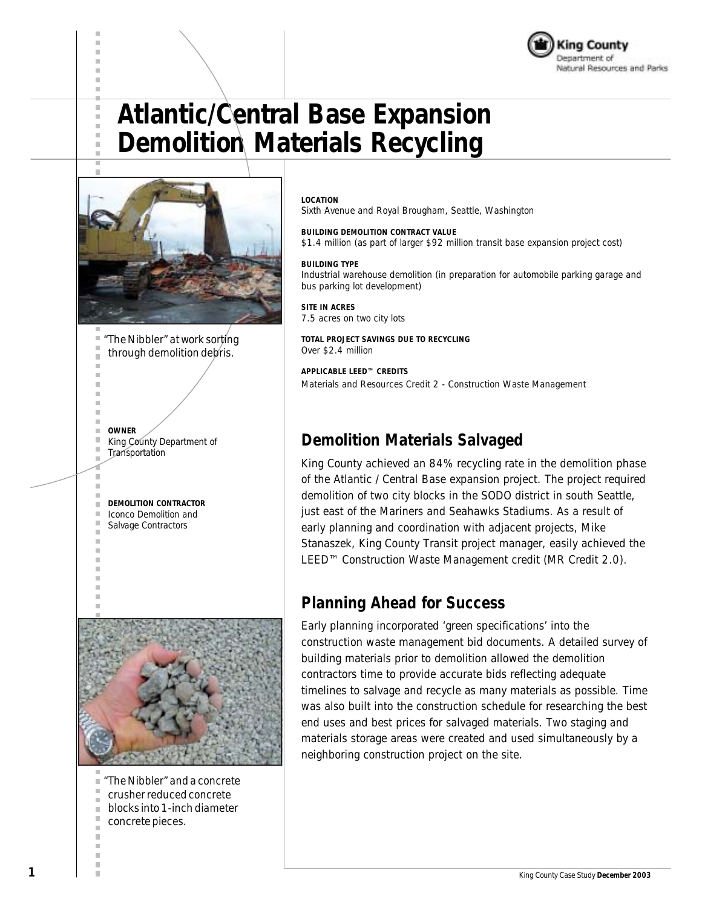King County
Department of
Natural Resources and Parks

# Atlantic/Central Base Expansion Demolition Materials Recycling

"The Nibbler" at work sorting through demolition debris.

**OWNER**
King County Department of Transportation

**DEMOLITION CONTRACTOR**
Iconco Demolition and Salvage Contractors

"The Nibbler" and a concrete crusher reduced concrete blocks into 1-inch diameter concrete pieces.

**LOCATION**
Sixth Avenue and Royal Brougham, Seattle, Washington

**BUILDING DEMOLITION CONTRACT VALUE**
$1.4 million (as part of larger $92 million transit base expansion project cost)

**BUILDING TYPE**
Industrial warehouse demolition (in preparation for automobile parking garage and bus parking lot development)

**SITE IN ACRES**
7.5 acres on two city lots

**TOTAL PROJECT SAVINGS DUE TO RECYCLING**
Over $2.4 million

**APPLICABLE LEED™ CREDITS**
Materials and Resources Credit 2 - Construction Waste Management

## Demolition Materials Salvaged

King County achieved an 84% recycling rate in the demolition phase of the Atlantic / Central Base expansion project. The project required demolition of two city blocks in the SODO district in south Seattle, just east of the Mariners and Seahawks Stadiums. As a result of early planning and coordination with adjacent projects, Mike Stanaszek, King County Transit project manager, easily achieved the LEED™ Construction Waste Management credit (MR Credit 2.0).

## Planning Ahead for Success

Early planning incorporated 'green specifications' into the construction waste management bid documents. A detailed survey of building materials prior to demolition allowed the demolition contractors time to provide accurate bids reflecting adequate timelines to salvage and recycle as many materials as possible. Time was also built into the construction schedule for researching the best end uses and best prices for salvaged materials. Two staging and materials storage areas were created and used simultaneously by a neighboring construction project on the site.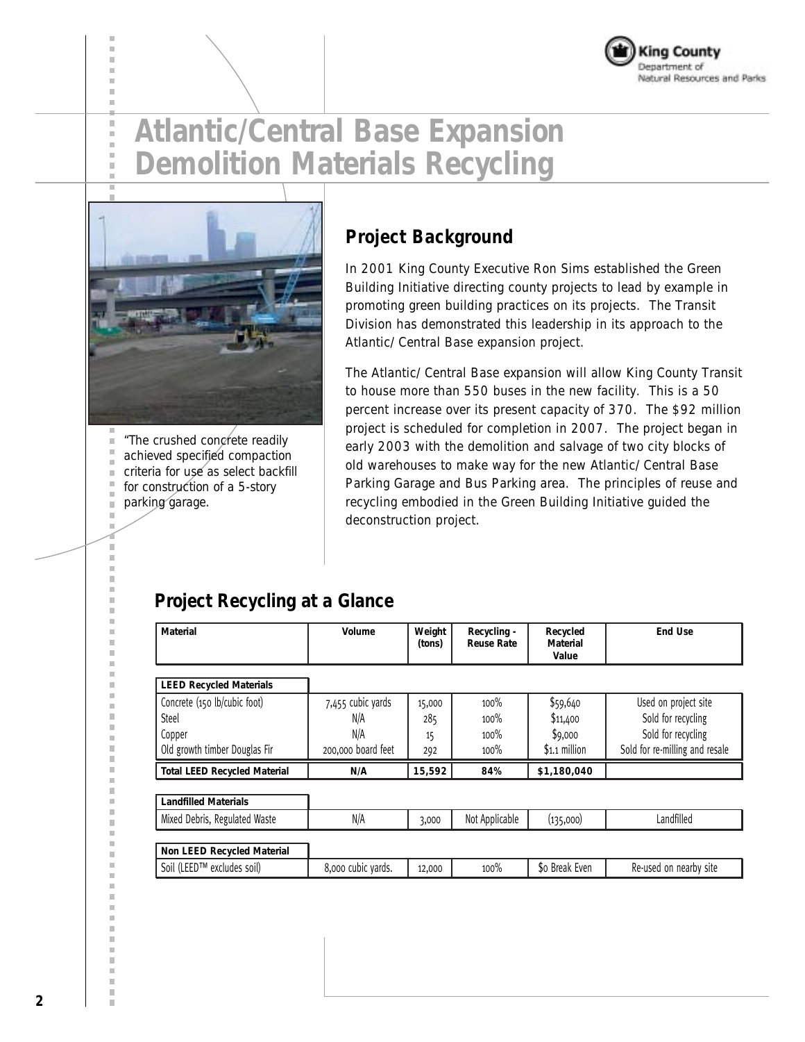# Atlantic/Central Base Expansion Demolition Materials Recycling

"The crushed concrete readily achieved specified compaction criteria for use as select backfill for construction of a 5-story parking garage.

## Project Background

In 2001 King County Executive Ron Sims established the Green Building Initiative directing county projects to lead by example in promoting green building practices on its projects. The Transit Division has demonstrated this leadership in its approach to the Atlantic/Central Base expansion project.

The Atlantic/Central Base expansion will allow King County Transit to house more than 550 buses in the new facility. This is a 50 percent increase over its present capacity of 370. The $92 million project is scheduled for completion in 2007. The project began in early 2003 with the demolition and salvage of two city blocks of old warehouses to make way for the new Atlantic/Central Base Parking Garage and Bus Parking area. The principles of reuse and recycling embodied in the Green Building Initiative guided the deconstruction project.

## Project Recycling at a Glance

| Material | Volume | Weight (tons) | Recycling - Reuse Rate | Recycled Material Value | End Use |
|---|---|---|---|---|---|
| **LEED Recycled Materials** | | | | | |
| Concrete (150 lb/cubic foot) | 7,455 cubic yards | 15,000 | 100% | $59,640 | Used on project site |
| Steel | N/A | 285 | 100% | $11,400 | Sold for recycling |
| Copper | N/A | 15 | 100% | $9,000 | Sold for recycling |
| Old growth timber Douglas Fir | 200,000 board feet | 292 | 100% | $1.1 million | Sold for re-milling and resale |
| **Total LEED Recycled Material** | **N/A** | **15,592** | **84%** | **$1,180,040** | |
| **Landfilled Materials** | | | | | |
| Mixed Debris, Regulated Waste | N/A | 3,000 | Not Applicable | (135,000) | Landfilled |
| **Non LEED Recycled Material** | | | | | |
| Soil (LEED™ excludes soil) | 8,000 cubic yards. | 12,000 | 100% | $0 Break Even | Re-used on nearby site |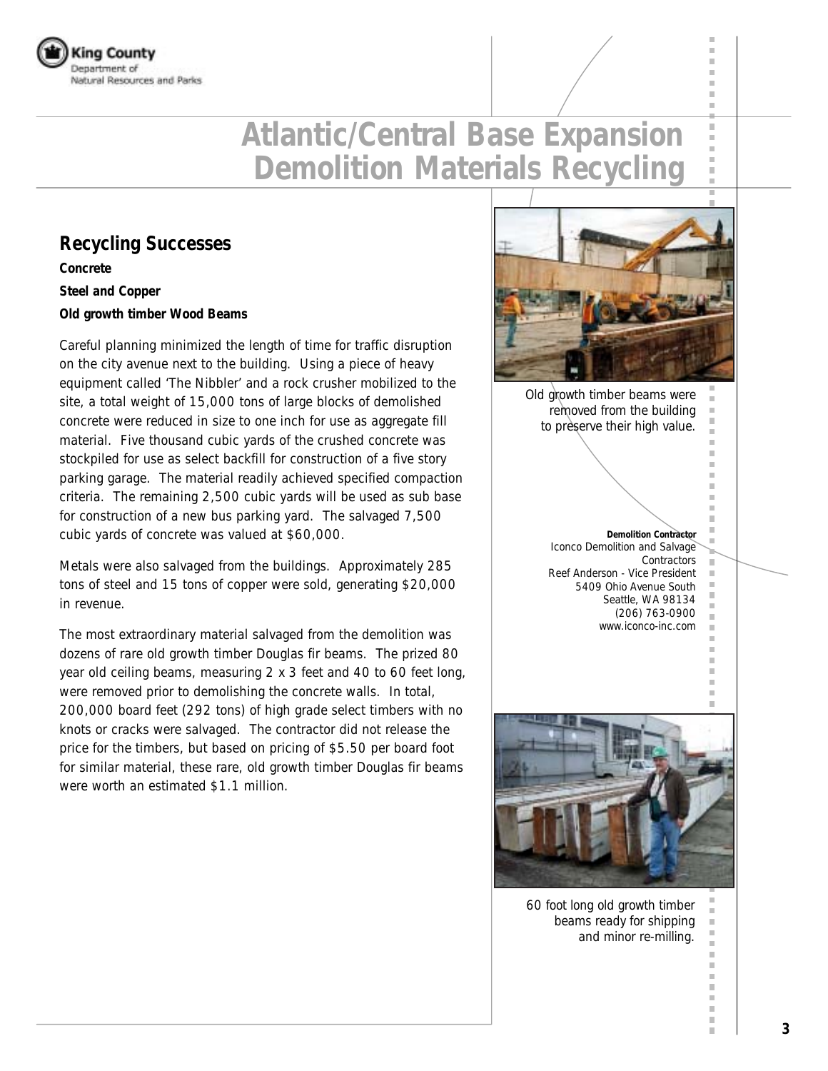# Atlantic/Central Base Expansion Demolition Materials Recycling

## Recycling Successes

**Concrete**

**Steel and Copper**

**Old growth timber Wood Beams**

Careful planning minimized the length of time for traffic disruption on the city avenue next to the building. Using a piece of heavy equipment called 'The Nibbler' and a rock crusher mobilized to the site, a total weight of 15,000 tons of large blocks of demolished concrete were reduced in size to one inch for use as aggregate fill material. Five thousand cubic yards of the crushed concrete was stockpiled for use as select backfill for construction of a five story parking garage. The material readily achieved specified compaction criteria. The remaining 2,500 cubic yards will be used as sub base for construction of a new bus parking yard. The salvaged 7,500 cubic yards of concrete was valued at $60,000.

Metals were also salvaged from the buildings. Approximately 285 tons of steel and 15 tons of copper were sold, generating $20,000 in revenue.

The most extraordinary material salvaged from the demolition was dozens of rare old growth timber Douglas fir beams. The prized 80 year old ceiling beams, measuring 2 x 3 feet and 40 to 60 feet long, were removed prior to demolishing the concrete walls. In total, 200,000 board feet (292 tons) of high grade select timbers with no knots or cracks were salvaged. The contractor did not release the price for the timbers, but based on pricing of $5.50 per board foot for similar material, these rare, old growth timber Douglas fir beams were worth an estimated $1.1 million.

Old growth timber beams were removed from the building to preserve their high value.

**Demolition Contractor**
Iconco Demolition and Salvage Contractors
Reef Anderson - Vice President
5409 Ohio Avenue South
Seattle, WA 98134
(206) 763-0900
www.iconco-inc.com

60 foot long old growth timber beams ready for shipping and minor re-milling.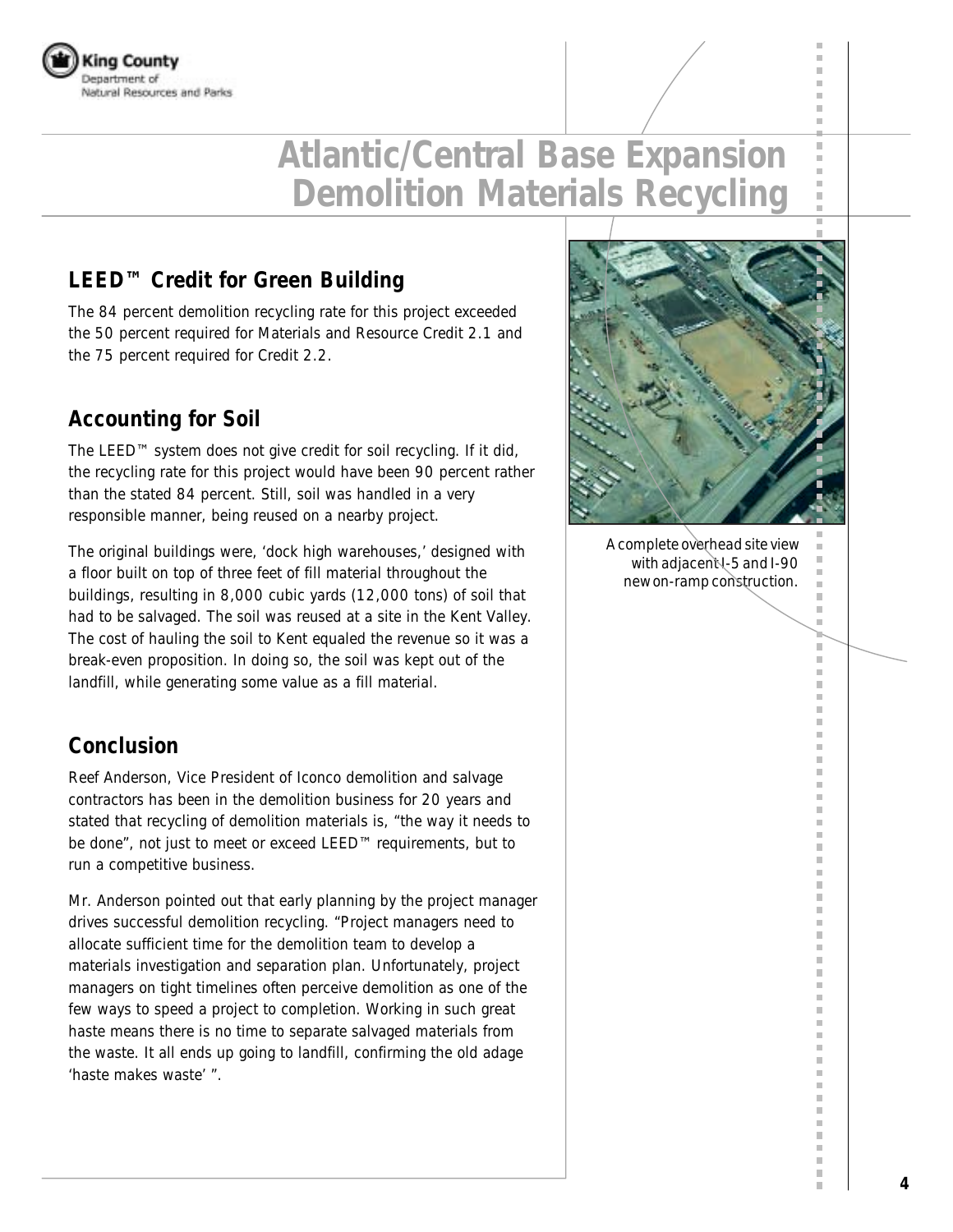# Atlantic/Central Base Expansion Demolition Materials Recycling

## LEED™ Credit for Green Building

The 84 percent demolition recycling rate for this project exceeded the 50 percent required for Materials and Resource Credit 2.1 and the 75 percent required for Credit 2.2.

## Accounting for Soil

The LEED™ system does not give credit for soil recycling. If it did, the recycling rate for this project would have been 90 percent rather than the stated 84 percent. Still, soil was handled in a very responsible manner, being reused on a nearby project.

The original buildings were, 'dock high warehouses,' designed with a floor built on top of three feet of fill material throughout the buildings, resulting in 8,000 cubic yards (12,000 tons) of soil that had to be salvaged. The soil was reused at a site in the Kent Valley. The cost of hauling the soil to Kent equaled the revenue so it was a break-even proposition. In doing so, the soil was kept out of the landfill, while generating some value as a fill material.

## Conclusion

Reef Anderson, Vice President of Iconco demolition and salvage contractors has been in the demolition business for 20 years and stated that recycling of demolition materials is, "the way it needs to be done", not just to meet or exceed LEED™ requirements, but to run a competitive business.

Mr. Anderson pointed out that early planning by the project manager drives successful demolition recycling. "Project managers need to allocate sufficient time for the demolition team to develop a materials investigation and separation plan. Unfortunately, project managers on tight timelines often perceive demolition as one of the few ways to speed a project to completion. Working in such great haste means there is no time to separate salvaged materials from the waste. It all ends up going to landfill, confirming the old adage 'haste makes waste' ".

A complete overhead site view with adjacent I-5 and I-90 new on-ramp construction.